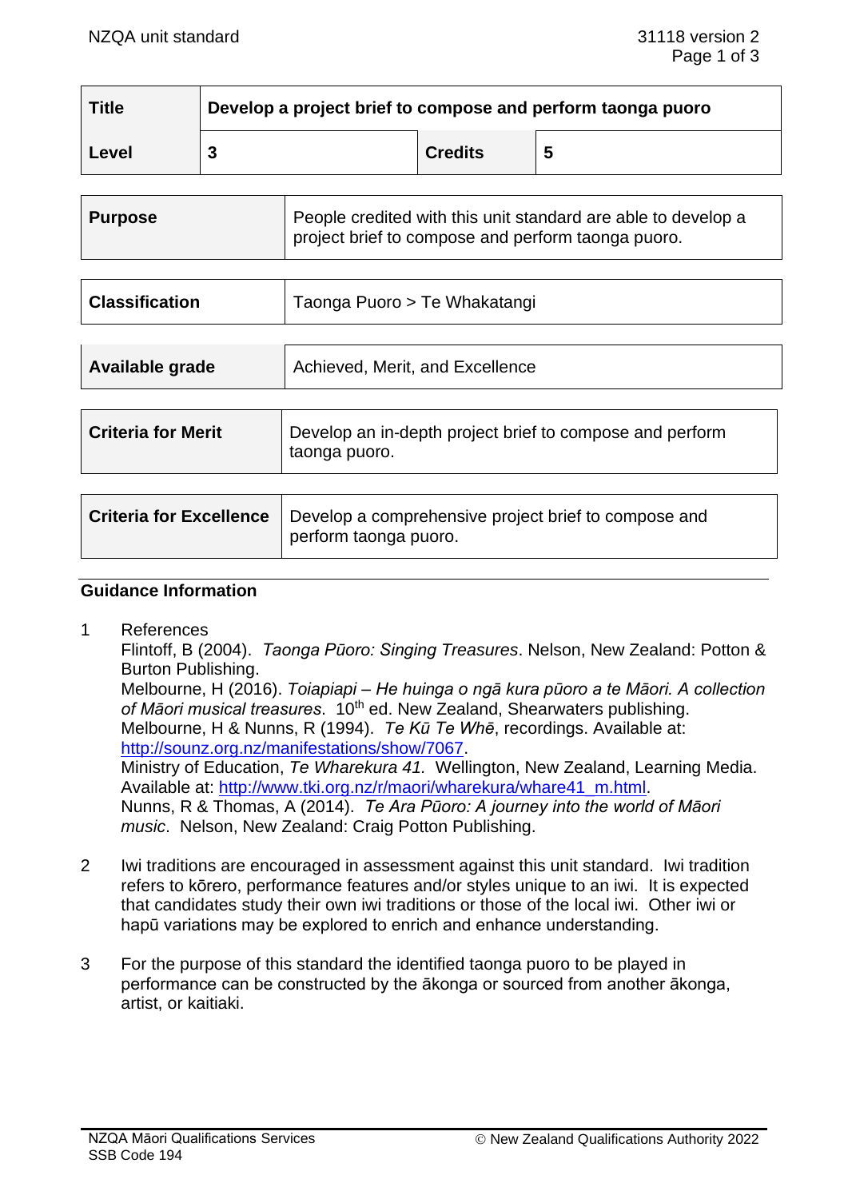| Title | Develop a project brief to compose and perform taonga puoro | | |
|---|---|---|---|
| Level | 3 | Credits | 5 |

| Purpose | People credited with this unit standard are able to develop a project brief to compose and perform taonga puoro. |
|---|---|

| Classification | Taonga Puoro > Te Whakatangi |
|---|---|

| Available grade | Achieved, Merit, and Excellence |
|---|---|

| Criteria for Merit | Develop an in-depth project brief to compose and perform taonga puoro. |
|---|---|

| Criteria for Excellence | Develop a comprehensive project brief to compose and perform taonga puoro. |
|---|---|

## Guidance Information

1 References

Flintoff, B (2004). *Taonga Pūoro: Singing Treasures*. Nelson, New Zealand: Potton & Burton Publishing.

Melbourne, H (2016). *Toiapiapi – He huinga o ngā kura pūoro a te Māori. A collection of Māori musical treasures*. 10th ed. New Zealand, Shearwaters publishing.

Melbourne, H & Nunns, R (1994). *Te Kū Te Whē*, recordings. Available at: http://sounz.org.nz/manifestations/show/7067.

Ministry of Education, *Te Wharekura 41.* Wellington, New Zealand, Learning Media. Available at: http://www.tki.org.nz/r/maori/wharekura/whare41_m.html.

Nunns, R & Thomas, A (2014). *Te Ara Pūoro: A journey into the world of Māori music*. Nelson, New Zealand: Craig Potton Publishing.

2 Iwi traditions are encouraged in assessment against this unit standard. Iwi tradition refers to kōrero, performance features and/or styles unique to an iwi. It is expected that candidates study their own iwi traditions or those of the local iwi. Other iwi or hapū variations may be explored to enrich and enhance understanding.

3 For the purpose of this standard the identified taonga puoro to be played in performance can be constructed by the ākonga or sourced from another ākonga, artist, or kaitiaki.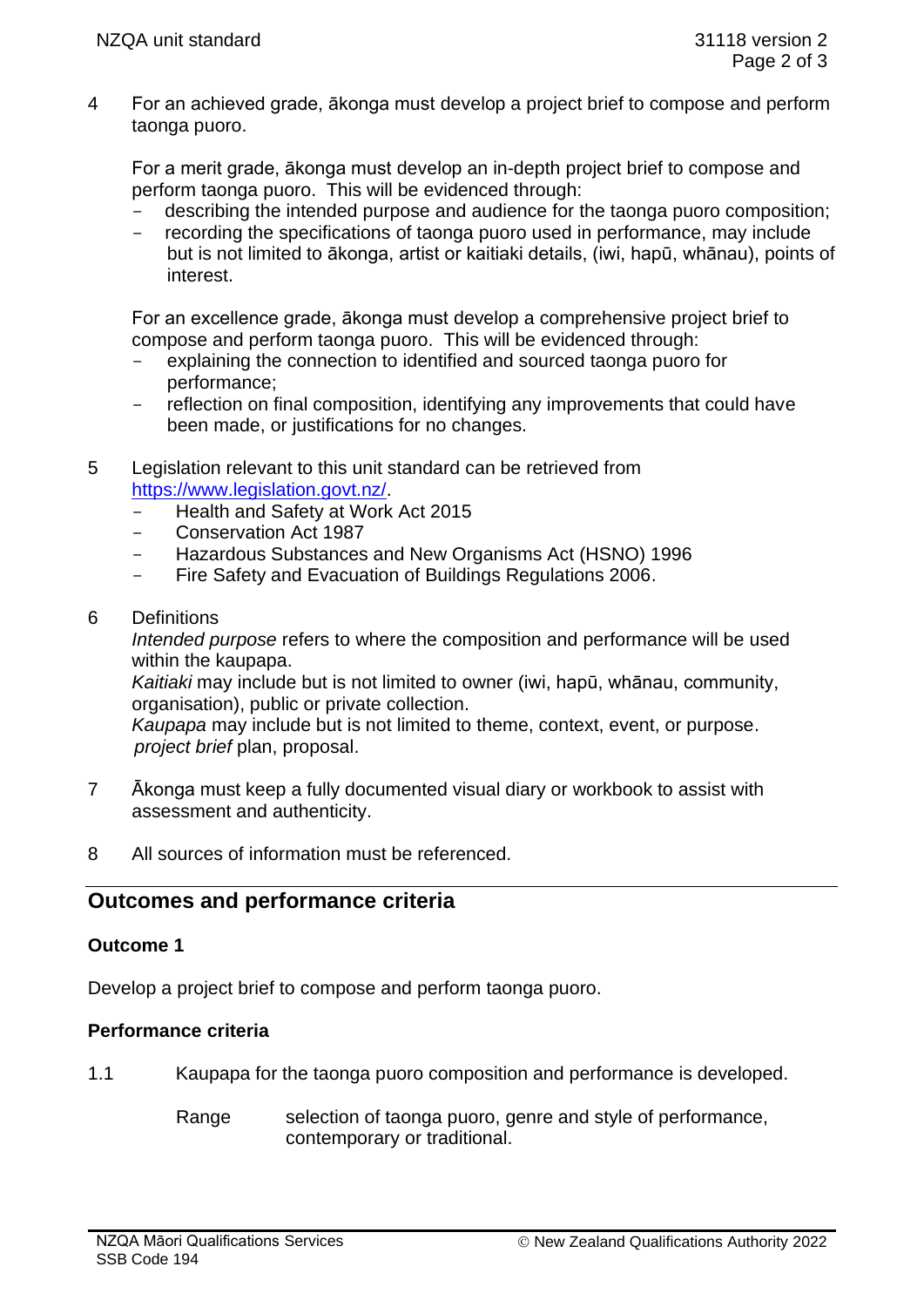4 For an achieved grade, ākonga must develop a project brief to compose and perform taonga puoro.

   For a merit grade, ākonga must develop an in-depth project brief to compose and perform taonga puoro. This will be evidenced through:
   - describing the intended purpose and audience for the taonga puoro composition;
   - recording the specifications of taonga puoro used in performance, may include but is not limited to ākonga, artist or kaitiaki details, (iwi, hapū, whānau), points of interest.

   For an excellence grade, ākonga must develop a comprehensive project brief to compose and perform taonga puoro. This will be evidenced through:
   - explaining the connection to identified and sourced taonga puoro for performance;
   - reflection on final composition, identifying any improvements that could have been made, or justifications for no changes.

5 Legislation relevant to this unit standard can be retrieved from https://www.legislation.govt.nz/.
   - Health and Safety at Work Act 2015
   - Conservation Act 1987
   - Hazardous Substances and New Organisms Act (HSNO) 1996
   - Fire Safety and Evacuation of Buildings Regulations 2006.

6 Definitions
   *Intended purpose* refers to where the composition and performance will be used within the kaupapa.
   *Kaitiaki* may include but is not limited to owner (iwi, hapū, whānau, community, organisation), public or private collection.
   *Kaupapa* may include but is not limited to theme, context, event, or purpose.
   *project brief* plan, proposal.

7 Ākonga must keep a fully documented visual diary or workbook to assist with assessment and authenticity.

8 All sources of information must be referenced.

## Outcomes and performance criteria

### Outcome 1

Develop a project brief to compose and perform taonga puoro.

### Performance criteria

1.1 Kaupapa for the taonga puoro composition and performance is developed.

   Range selection of taonga puoro, genre and style of performance, contemporary or traditional.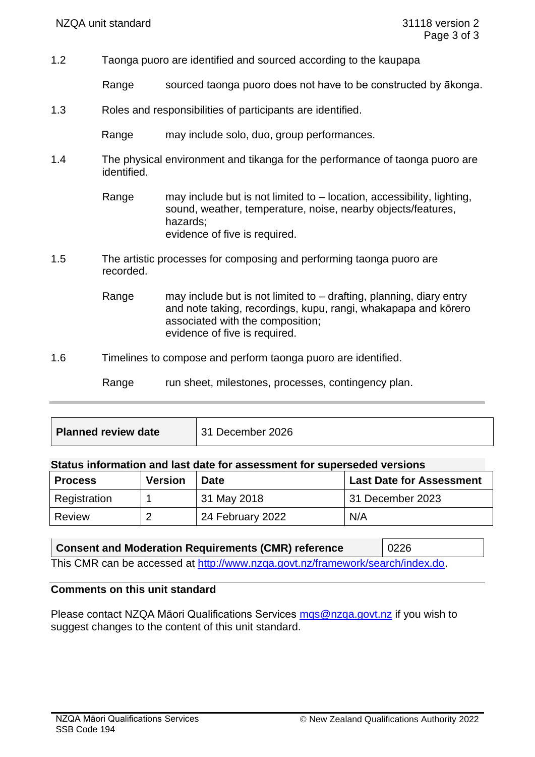1.2 Taonga puoro are identified and sourced according to the kaupapa

Range sourced taonga puoro does not have to be constructed by ākonga.

1.3 Roles and responsibilities of participants are identified.

Range may include solo, duo, group performances.

1.4 The physical environment and tikanga for the performance of taonga puoro are identified.

Range may include but is not limited to – location, accessibility, lighting, sound, weather, temperature, noise, nearby objects/features, hazards;
evidence of five is required.

1.5 The artistic processes for composing and performing taonga puoro are recorded.

Range may include but is not limited to – drafting, planning, diary entry and note taking, recordings, kupu, rangi, whakapapa and kōrero associated with the composition;
evidence of five is required.

1.6 Timelines to compose and perform taonga puoro are identified.

Range run sheet, milestones, processes, contingency plan.

| | |
|---|---|
| **Planned review date** | 31 December 2026 |

**Status information and last date for assessment for superseded versions**

| **Process** | **Version** | **Date** | **Last Date for Assessment** |
|---|---|---|---|
| Registration | 1 | 31 May 2018 | 31 December 2023 |
| Review | 2 | 24 February 2022 | N/A |

| | |
|---|---|
| **Consent and Moderation Requirements (CMR) reference** | 0226 |

This CMR can be accessed at http://www.nzqa.govt.nz/framework/search/index.do.

**Comments on this unit standard**

Please contact NZQA Māori Qualifications Services mqs@nzqa.govt.nz if you wish to suggest changes to the content of this unit standard.